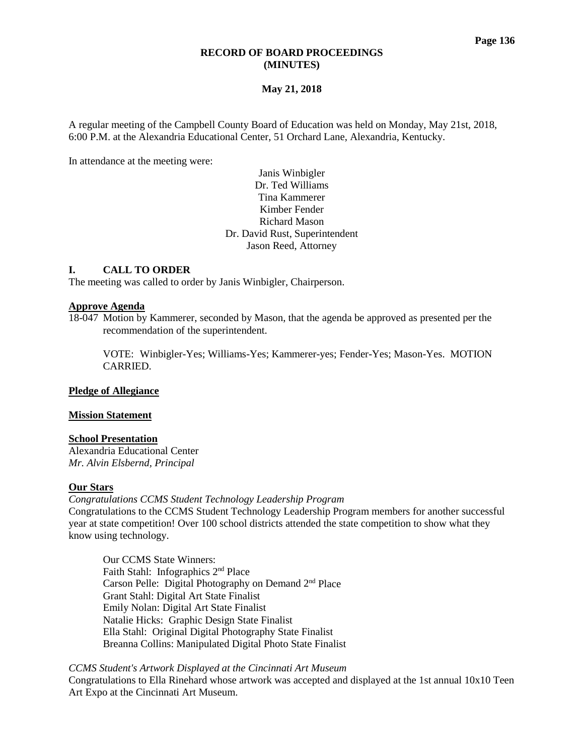# RECORD OF BOARD PROCEEDINGS
# (MINUTES)

**May 21, 2018**

A regular meeting of the Campbell County Board of Education was held on Monday, May 21st, 2018, 6:00 P.M. at the Alexandria Educational Center, 51 Orchard Lane, Alexandria, Kentucky.

In attendance at the meeting were:

Janis Winbigler
Dr. Ted Williams
Tina Kammerer
Kimber Fender
Richard Mason
Dr. David Rust, Superintendent
Jason Reed, Attorney

## I. CALL TO ORDER

The meeting was called to order by Janis Winbigler, Chairperson.

**Approve Agenda**

18-047 Motion by Kammerer, seconded by Mason, that the agenda be approved as presented per the recommendation of the superintendent.

VOTE: Winbigler-Yes; Williams-Yes; Kammerer-yes; Fender-Yes; Mason-Yes. MOTION CARRIED.

**Pledge of Allegiance**

**Mission Statement**

**School Presentation**

Alexandria Educational Center
*Mr. Alvin Elsbernd, Principal*

**Our Stars**

*Congratulations CCMS Student Technology Leadership Program*

Congratulations to the CCMS Student Technology Leadership Program members for another successful year at state competition! Over 100 school districts attended the state competition to show what they know using technology.

Our CCMS State Winners:
Faith Stahl: Infographics 2nd Place
Carson Pelle: Digital Photography on Demand 2nd Place
Grant Stahl: Digital Art State Finalist
Emily Nolan: Digital Art State Finalist
Natalie Hicks: Graphic Design State Finalist
Ella Stahl: Original Digital Photography State Finalist
Breanna Collins: Manipulated Digital Photo State Finalist

*CCMS Student's Artwork Displayed at the Cincinnati Art Museum*

Congratulations to Ella Rinehard whose artwork was accepted and displayed at the 1st annual 10x10 Teen Art Expo at the Cincinnati Art Museum.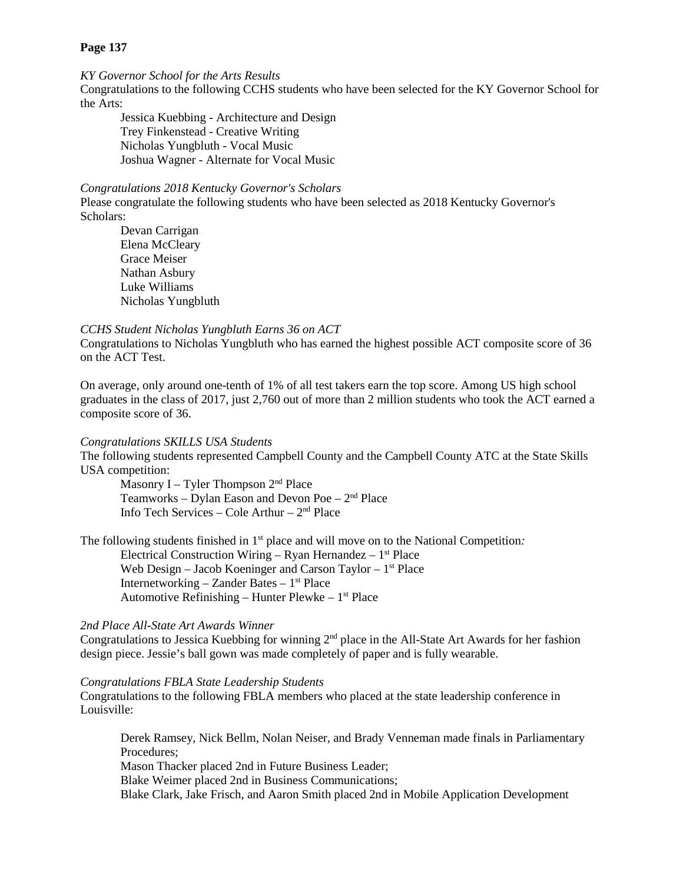*KY Governor School for the Arts Results*

Congratulations to the following CCHS students who have been selected for the KY Governor School for the Arts:

Jessica Kuebbing - Architecture and Design
Trey Finkenstead - Creative Writing
Nicholas Yungbluth - Vocal Music
Joshua Wagner - Alternate for Vocal Music

*Congratulations 2018 Kentucky Governor's Scholars*

Please congratulate the following students who have been selected as 2018 Kentucky Governor's Scholars:

Devan Carrigan
Elena McCleary
Grace Meiser
Nathan Asbury
Luke Williams
Nicholas Yungbluth

*CCHS Student Nicholas Yungbluth Earns 36 on ACT*

Congratulations to Nicholas Yungbluth who has earned the highest possible ACT composite score of 36 on the ACT Test.

On average, only around one-tenth of 1% of all test takers earn the top score. Among US high school graduates in the class of 2017, just 2,760 out of more than 2 million students who took the ACT earned a composite score of 36.

*Congratulations SKILLS USA Students*

The following students represented Campbell County and the Campbell County ATC at the State Skills USA competition:

Masonry I – Tyler Thompson 2nd Place
Teamworks – Dylan Eason and Devon Poe – 2nd Place
Info Tech Services – Cole Arthur – 2nd Place

The following students finished in 1st place and will move on to the National Competition*:*

Electrical Construction Wiring – Ryan Hernandez – 1st Place
Web Design – Jacob Koeninger and Carson Taylor – 1st Place
Internetworking – Zander Bates – 1st Place
Automotive Refinishing – Hunter Plewke – 1st Place

*2nd Place All-State Art Awards Winner*

Congratulations to Jessica Kuebbing for winning 2nd place in the All-State Art Awards for her fashion design piece. Jessie's ball gown was made completely of paper and is fully wearable.

*Congratulations FBLA State Leadership Students*

Congratulations to the following FBLA members who placed at the state leadership conference in Louisville:

Derek Ramsey, Nick Bellm, Nolan Neiser, and Brady Venneman made finals in Parliamentary Procedures;
Mason Thacker placed 2nd in Future Business Leader;
Blake Weimer placed 2nd in Business Communications;
Blake Clark, Jake Frisch, and Aaron Smith placed 2nd in Mobile Application Development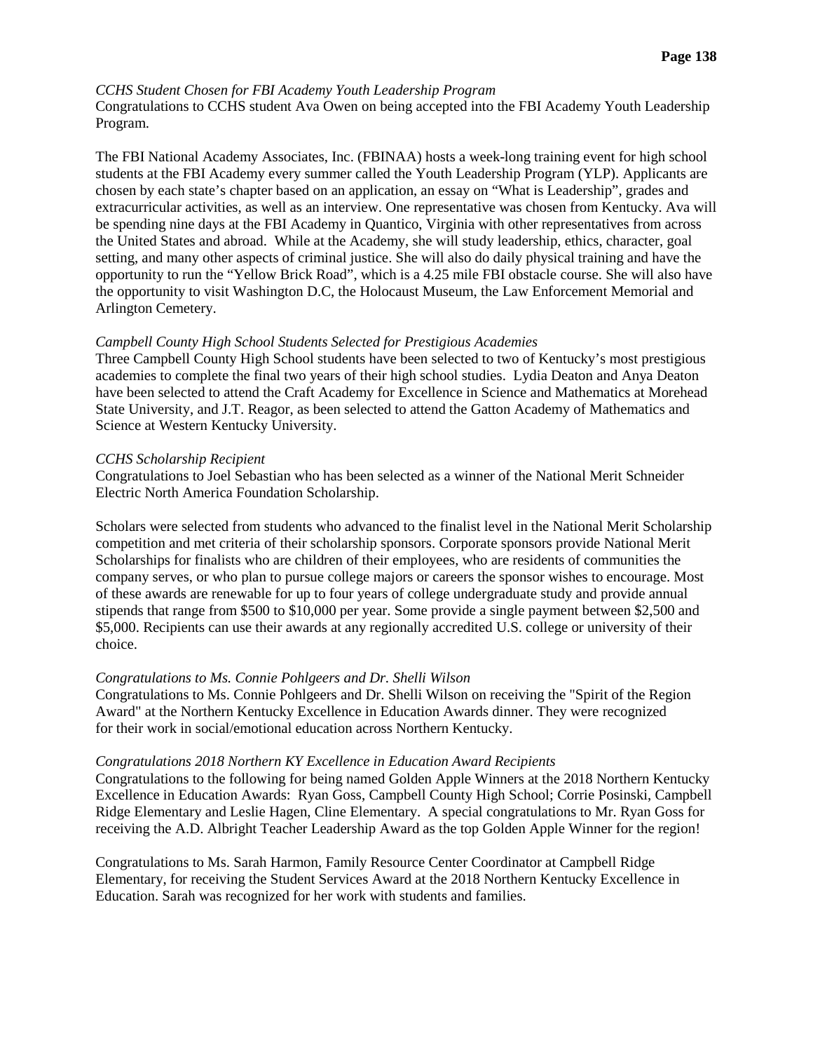*CCHS Student Chosen for FBI Academy Youth Leadership Program*

Congratulations to CCHS student Ava Owen on being accepted into the FBI Academy Youth Leadership Program.

The FBI National Academy Associates, Inc. (FBINAA) hosts a week-long training event for high school students at the FBI Academy every summer called the Youth Leadership Program (YLP). Applicants are chosen by each state's chapter based on an application, an essay on "What is Leadership", grades and extracurricular activities, as well as an interview. One representative was chosen from Kentucky. Ava will be spending nine days at the FBI Academy in Quantico, Virginia with other representatives from across the United States and abroad. While at the Academy, she will study leadership, ethics, character, goal setting, and many other aspects of criminal justice. She will also do daily physical training and have the opportunity to run the "Yellow Brick Road", which is a 4.25 mile FBI obstacle course. She will also have the opportunity to visit Washington D.C, the Holocaust Museum, the Law Enforcement Memorial and Arlington Cemetery.

*Campbell County High School Students Selected for Prestigious Academies*

Three Campbell County High School students have been selected to two of Kentucky's most prestigious academies to complete the final two years of their high school studies. Lydia Deaton and Anya Deaton have been selected to attend the Craft Academy for Excellence in Science and Mathematics at Morehead State University, and J.T. Reagor, as been selected to attend the Gatton Academy of Mathematics and Science at Western Kentucky University.

*CCHS Scholarship Recipient*

Congratulations to Joel Sebastian who has been selected as a winner of the National Merit Schneider Electric North America Foundation Scholarship.

Scholars were selected from students who advanced to the finalist level in the National Merit Scholarship competition and met criteria of their scholarship sponsors. Corporate sponsors provide National Merit Scholarships for finalists who are children of their employees, who are residents of communities the company serves, or who plan to pursue college majors or careers the sponsor wishes to encourage. Most of these awards are renewable for up to four years of college undergraduate study and provide annual stipends that range from $500 to $10,000 per year. Some provide a single payment between $2,500 and $5,000. Recipients can use their awards at any regionally accredited U.S. college or university of their choice.

*Congratulations to Ms. Connie Pohlgeers and Dr. Shelli Wilson*

Congratulations to Ms. Connie Pohlgeers and Dr. Shelli Wilson on receiving the "Spirit of the Region Award" at the Northern Kentucky Excellence in Education Awards dinner. They were recognized for their work in social/emotional education across Northern Kentucky.

*Congratulations 2018 Northern KY Excellence in Education Award Recipients*

Congratulations to the following for being named Golden Apple Winners at the 2018 Northern Kentucky Excellence in Education Awards: Ryan Goss, Campbell County High School; Corrie Posinski, Campbell Ridge Elementary and Leslie Hagen, Cline Elementary. A special congratulations to Mr. Ryan Goss for receiving the A.D. Albright Teacher Leadership Award as the top Golden Apple Winner for the region!

Congratulations to Ms. Sarah Harmon, Family Resource Center Coordinator at Campbell Ridge Elementary, for receiving the Student Services Award at the 2018 Northern Kentucky Excellence in Education. Sarah was recognized for her work with students and families.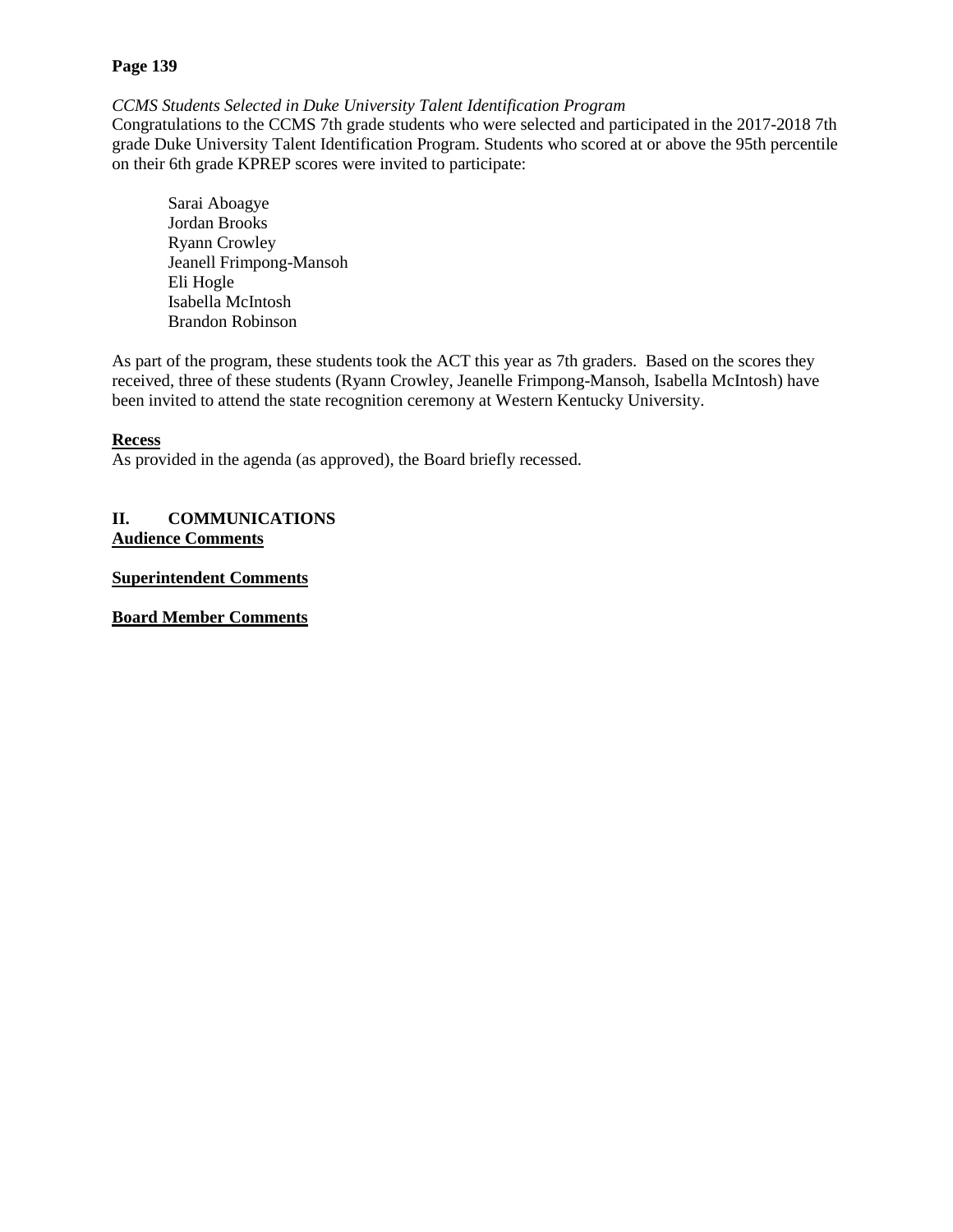**Page 139**

*CCMS Students Selected in Duke University Talent Identification Program*

Congratulations to the CCMS 7th grade students who were selected and participated in the 2017-2018 7th grade Duke University Talent Identification Program. Students who scored at or above the 95th percentile on their 6th grade KPREP scores were invited to participate:

Sarai Aboagye
Jordan Brooks
Ryann Crowley
Jeanell Frimpong-Mansoh
Eli Hogle
Isabella McIntosh
Brandon Robinson

As part of the program, these students took the ACT this year as 7th graders. Based on the scores they received, three of these students (Ryann Crowley, Jeanelle Frimpong-Mansoh, Isabella McIntosh) have been invited to attend the state recognition ceremony at Western Kentucky University.

**Recess**

As provided in the agenda (as approved), the Board briefly recessed.

## II. COMMUNICATIONS

**Audience Comments**

**Superintendent Comments**

**Board Member Comments**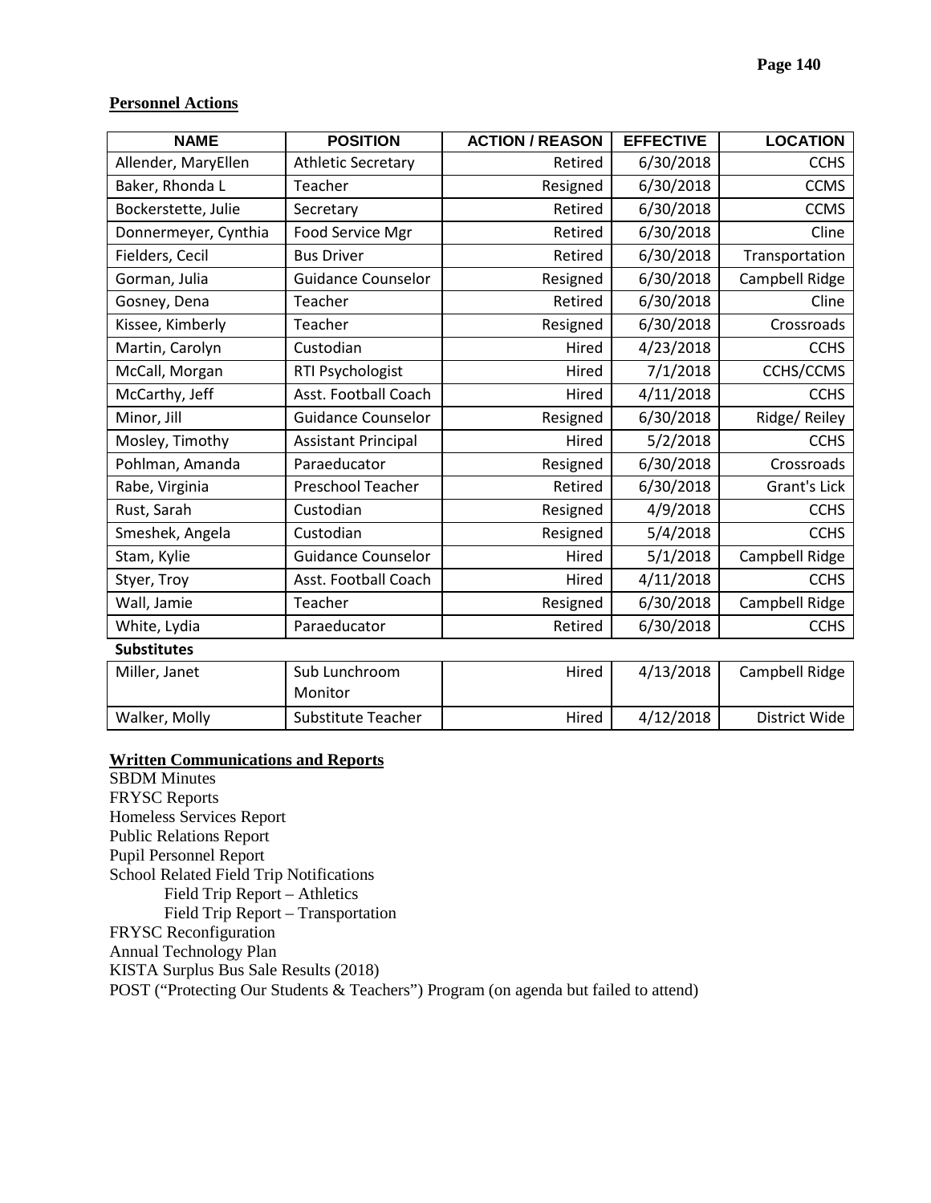## Personnel Actions

| NAME | POSITION | ACTION / REASON | EFFECTIVE | LOCATION |
|---|---|---|---|---|
| Allender, MaryEllen | Athletic Secretary | Retired | 6/30/2018 | CCHS |
| Baker, Rhonda L | Teacher | Resigned | 6/30/2018 | CCMS |
| Bockerstette, Julie | Secretary | Retired | 6/30/2018 | CCMS |
| Donnermeyer, Cynthia | Food Service Mgr | Retired | 6/30/2018 | Cline |
| Fielders, Cecil | Bus Driver | Retired | 6/30/2018 | Transportation |
| Gorman, Julia | Guidance Counselor | Resigned | 6/30/2018 | Campbell Ridge |
| Gosney, Dena | Teacher | Retired | 6/30/2018 | Cline |
| Kissee, Kimberly | Teacher | Resigned | 6/30/2018 | Crossroads |
| Martin, Carolyn | Custodian | Hired | 4/23/2018 | CCHS |
| McCall, Morgan | RTI Psychologist | Hired | 7/1/2018 | CCHS/CCMS |
| McCarthy, Jeff | Asst. Football Coach | Hired | 4/11/2018 | CCHS |
| Minor, Jill | Guidance Counselor | Resigned | 6/30/2018 | Ridge/ Reiley |
| Mosley, Timothy | Assistant Principal | Hired | 5/2/2018 | CCHS |
| Pohlman, Amanda | Paraeducator | Resigned | 6/30/2018 | Crossroads |
| Rabe, Virginia | Preschool Teacher | Retired | 6/30/2018 | Grant's Lick |
| Rust, Sarah | Custodian | Resigned | 4/9/2018 | CCHS |
| Smeshek, Angela | Custodian | Resigned | 5/4/2018 | CCHS |
| Stam, Kylie | Guidance Counselor | Hired | 5/1/2018 | Campbell Ridge |
| Styer, Troy | Asst. Football Coach | Hired | 4/11/2018 | CCHS |
| Wall, Jamie | Teacher | Resigned | 6/30/2018 | Campbell Ridge |
| White, Lydia | Paraeducator | Retired | 6/30/2018 | CCHS |
| **Substitutes** | | | | |
| Miller, Janet | Sub Lunchroom Monitor | Hired | 4/13/2018 | Campbell Ridge |
| Walker, Molly | Substitute Teacher | Hired | 4/12/2018 | District Wide |

## Written Communications and Reports

SBDM Minutes
FRYSC Reports
Homeless Services Report
Public Relations Report
Pupil Personnel Report
School Related Field Trip Notifications
- Field Trip Report – Athletics
- Field Trip Report – Transportation

FRYSC Reconfiguration
Annual Technology Plan
KISTA Surplus Bus Sale Results (2018)
POST ("Protecting Our Students & Teachers") Program (on agenda but failed to attend)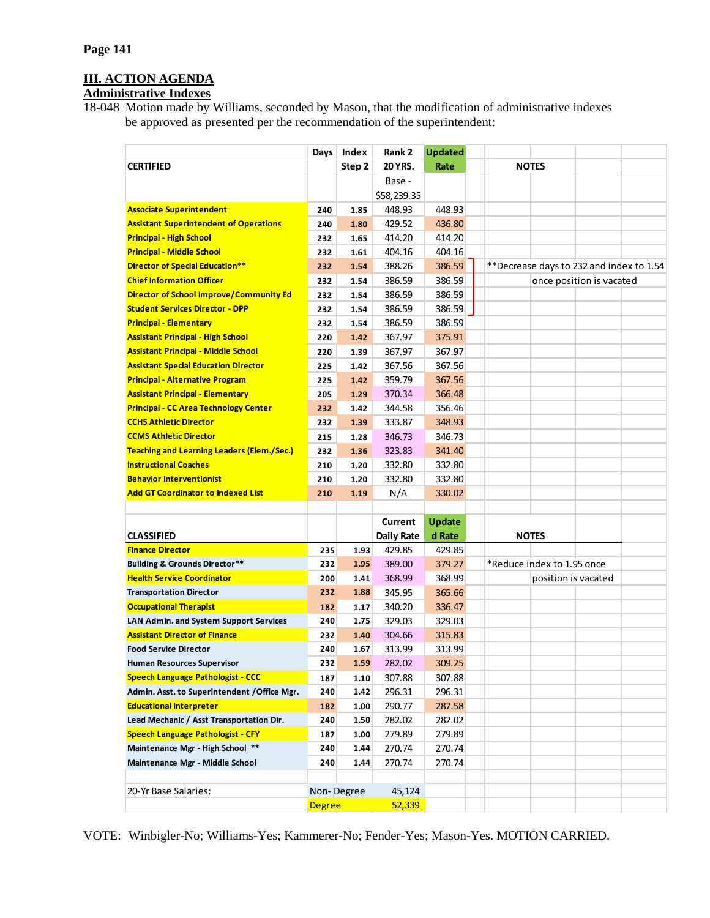Page 141

## III. ACTION AGENDA

### Administrative Indexes

18-048 Motion made by Williams, seconded by Mason, that the modification of administrative indexes be approved as presented per the recommendation of the superintendent:

| CERTIFIED | Days | Index Step 2 | Rank 2 20 YRS. | Updated Rate | NOTES |
|---|---|---|---|---|---|
| | | | Base - $58,239.35 | | |
| Associate Superintendent | 240 | 1.85 | 448.93 | 448.93 | |
| Assistant Superintendent of Operations | 240 | 1.80 | 429.52 | 436.80 | |
| Principal - High School | 232 | 1.65 | 414.20 | 414.20 | |
| Principal - Middle School | 232 | 1.61 | 404.16 | 404.16 | |
| Director of Special Education** | 232 | 1.54 | 388.26 | 386.59 | **Decrease days to 232 and index to 1.54 |
| Chief Information Officer | 232 | 1.54 | 386.59 | 386.59 | once position is vacated |
| Director of School Improve/Community Ed | 232 | 1.54 | 386.59 | 386.59 | |
| Student Services Director - DPP | 232 | 1.54 | 386.59 | 386.59 | |
| Principal - Elementary | 232 | 1.54 | 386.59 | 386.59 | |
| Assistant Principal - High School | 220 | 1.42 | 367.97 | 375.91 | |
| Assistant Principal - Middle School | 220 | 1.39 | 367.97 | 367.97 | |
| Assistant Special Education Director | 225 | 1.42 | 367.56 | 367.56 | |
| Principal - Alternative Program | 225 | 1.42 | 359.79 | 367.56 | |
| Assistant Principal - Elementary | 205 | 1.29 | 370.34 | 366.48 | |
| Principal - CC Area Technology Center | 232 | 1.42 | 344.58 | 356.46 | |
| CCHS Athletic Director | 232 | 1.39 | 333.87 | 348.93 | |
| CCMS Athletic Director | 215 | 1.28 | 346.73 | 346.73 | |
| Teaching and Learning Leaders (Elem./Sec.) | 232 | 1.36 | 323.83 | 341.40 | |
| Instructional Coaches | 210 | 1.20 | 332.80 | 332.80 | |
| Behavior Interventionist | 210 | 1.20 | 332.80 | 332.80 | |
| Add GT Coordinator to Indexed List | 210 | 1.19 | N/A | 330.02 | |

| CLASSIFIED | Days | Index | Current Daily Rate | Updated Rate | NOTES |
|---|---|---|---|---|---|
| Finance Director | 235 | 1.93 | 429.85 | 429.85 | |
| Building & Grounds Director** | 232 | 1.95 | 389.00 | 379.27 | *Reduce index to 1.95 once |
| Health Service Coordinator | 200 | 1.41 | 368.99 | 368.99 | position is vacated |
| Transportation Director | 232 | 1.88 | 345.95 | 365.66 | |
| Occupational Therapist | 182 | 1.17 | 340.20 | 336.47 | |
| LAN Admin. and System Support Services | 240 | 1.75 | 329.03 | 329.03 | |
| Assistant Director of Finance | 232 | 1.40 | 304.66 | 315.83 | |
| Food Service Director | 240 | 1.67 | 313.99 | 313.99 | |
| Human Resources Supervisor | 232 | 1.59 | 282.02 | 309.25 | |
| Speech Language Pathologist - CCC | 187 | 1.10 | 307.88 | 307.88 | |
| Admin. Asst. to Superintendent /Office Mgr. | 240 | 1.42 | 296.31 | 296.31 | |
| Educational Interpreter | 182 | 1.00 | 290.77 | 287.58 | |
| Lead Mechanic / Asst Transportation Dir. | 240 | 1.50 | 282.02 | 282.02 | |
| Speech Language Pathologist - CFY | 187 | 1.00 | 279.89 | 279.89 | |
| Maintenance Mgr - High School ** | 240 | 1.44 | 270.74 | 270.74 | |
| Maintenance Mgr - Middle School | 240 | 1.44 | 270.74 | 270.74 | |

| 20-Yr Base Salaries: | | |
|---|---|---|
| | Non- Degree | 45,124 |
| | Degree | 52,339 |

VOTE: Winbigler-No; Williams-Yes; Kammerer-No; Fender-Yes; Mason-Yes. MOTION CARRIED.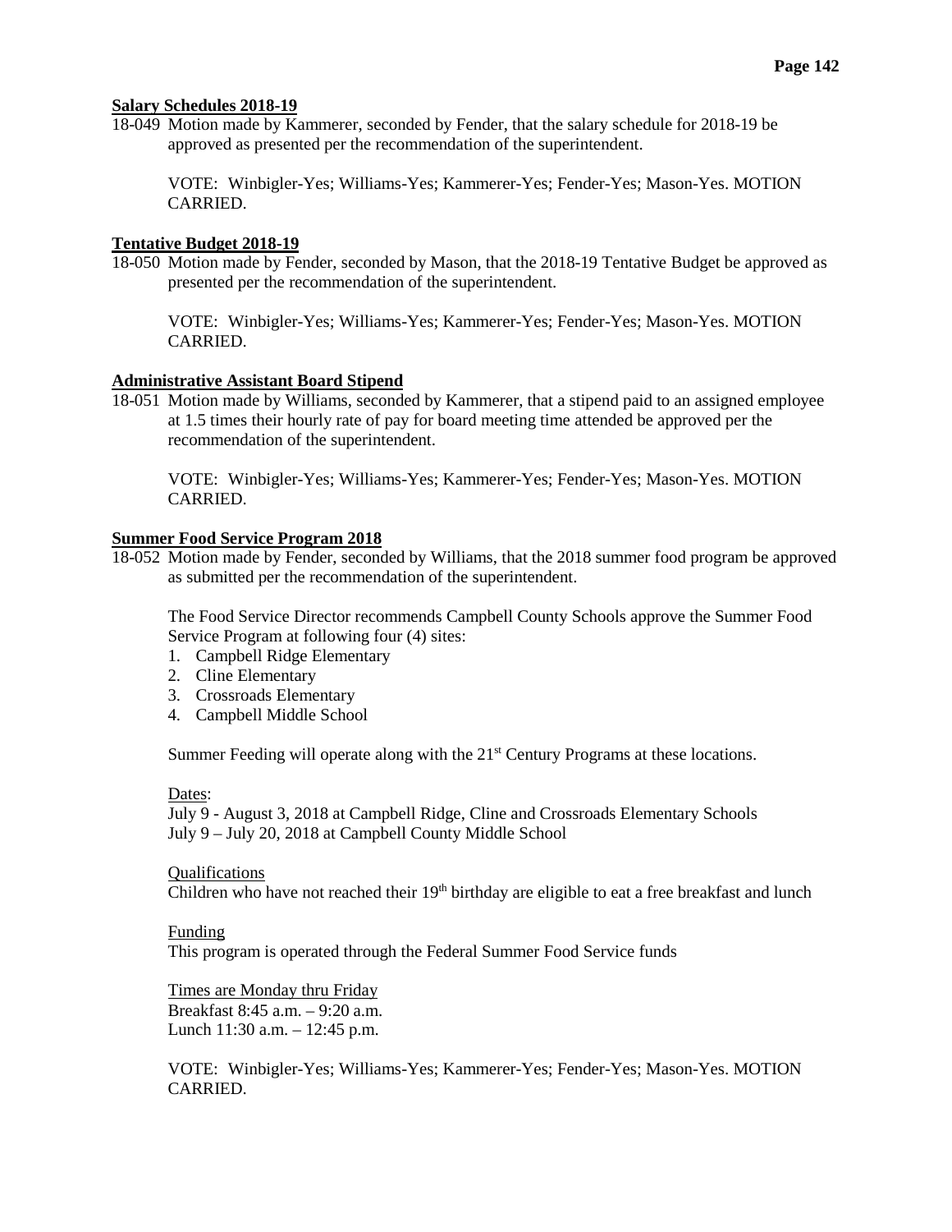**Salary Schedules 2018-19**

18-049 Motion made by Kammerer, seconded by Fender, that the salary schedule for 2018-19 be approved as presented per the recommendation of the superintendent.

VOTE: Winbigler-Yes; Williams-Yes; Kammerer-Yes; Fender-Yes; Mason-Yes. MOTION CARRIED.

**Tentative Budget 2018-19**

18-050 Motion made by Fender, seconded by Mason, that the 2018-19 Tentative Budget be approved as presented per the recommendation of the superintendent.

VOTE: Winbigler-Yes; Williams-Yes; Kammerer-Yes; Fender-Yes; Mason-Yes. MOTION CARRIED.

**Administrative Assistant Board Stipend**

18-051 Motion made by Williams, seconded by Kammerer, that a stipend paid to an assigned employee at 1.5 times their hourly rate of pay for board meeting time attended be approved per the recommendation of the superintendent.

VOTE: Winbigler-Yes; Williams-Yes; Kammerer-Yes; Fender-Yes; Mason-Yes. MOTION CARRIED.

**Summer Food Service Program 2018**

18-052 Motion made by Fender, seconded by Williams, that the 2018 summer food program be approved as submitted per the recommendation of the superintendent.

The Food Service Director recommends Campbell County Schools approve the Summer Food Service Program at following four (4) sites:

1. Campbell Ridge Elementary
2. Cline Elementary
3. Crossroads Elementary
4. Campbell Middle School

Summer Feeding will operate along with the 21st Century Programs at these locations.

Dates:
July 9 - August 3, 2018 at Campbell Ridge, Cline and Crossroads Elementary Schools
July 9 – July 20, 2018 at Campbell County Middle School

Qualifications
Children who have not reached their 19th birthday are eligible to eat a free breakfast and lunch

Funding
This program is operated through the Federal Summer Food Service funds

Times are Monday thru Friday
Breakfast 8:45 a.m. – 9:20 a.m.
Lunch 11:30 a.m. – 12:45 p.m.

VOTE: Winbigler-Yes; Williams-Yes; Kammerer-Yes; Fender-Yes; Mason-Yes. MOTION CARRIED.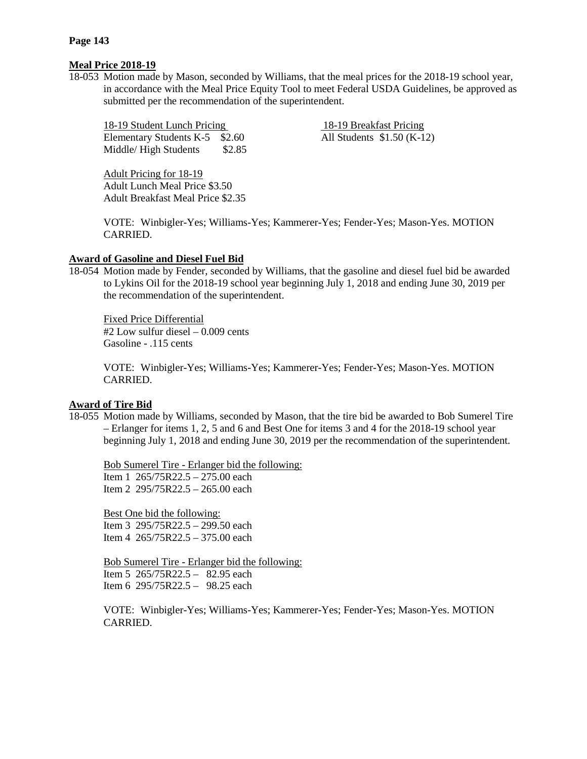**Meal Price 2018-19**

18-053 Motion made by Mason, seconded by Williams, that the meal prices for the 2018-19 school year, in accordance with the Meal Price Equity Tool to meet Federal USDA Guidelines, be approved as submitted per the recommendation of the superintendent.

<u>18-19 Student Lunch Pricing</u>
Elementary Students K-5 $2.60
Middle/ High Students $2.85

<u>18-19 Breakfast Pricing</u>
All Students $1.50 (K-12)

<u>Adult Pricing for 18-19</u>
Adult Lunch Meal Price $3.50
Adult Breakfast Meal Price $2.35

VOTE: Winbigler-Yes; Williams-Yes; Kammerer-Yes; Fender-Yes; Mason-Yes. MOTION CARRIED.

**Award of Gasoline and Diesel Fuel Bid**

18-054 Motion made by Fender, seconded by Williams, that the gasoline and diesel fuel bid be awarded to Lykins Oil for the 2018-19 school year beginning July 1, 2018 and ending June 30, 2019 per the recommendation of the superintendent.

<u>Fixed Price Differential</u>
#2 Low sulfur diesel – 0.009 cents
Gasoline - .115 cents

VOTE: Winbigler-Yes; Williams-Yes; Kammerer-Yes; Fender-Yes; Mason-Yes. MOTION CARRIED.

**Award of Tire Bid**

18-055 Motion made by Williams, seconded by Mason, that the tire bid be awarded to Bob Sumerel Tire – Erlanger for items 1, 2, 5 and 6 and Best One for items 3 and 4 for the 2018-19 school year beginning July 1, 2018 and ending June 30, 2019 per the recommendation of the superintendent.

<u>Bob Sumerel Tire - Erlanger bid the following:</u>
Item 1 265/75R22.5 – 275.00 each
Item 2 295/75R22.5 – 265.00 each

<u>Best One bid the following:</u>
Item 3 295/75R22.5 – 299.50 each
Item 4 265/75R22.5 – 375.00 each

<u>Bob Sumerel Tire - Erlanger bid the following:</u>
Item 5 265/75R22.5 – 82.95 each
Item 6 295/75R22.5 – 98.25 each

VOTE: Winbigler-Yes; Williams-Yes; Kammerer-Yes; Fender-Yes; Mason-Yes. MOTION CARRIED.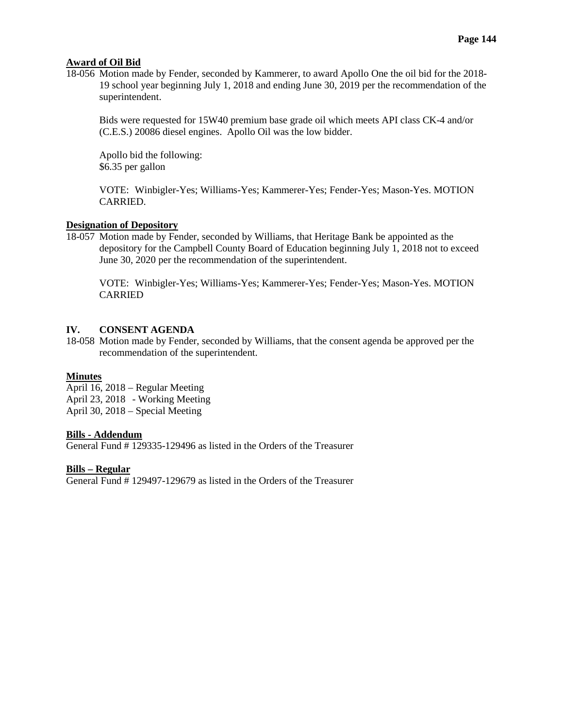**Award of Oil Bid**

18-056 Motion made by Fender, seconded by Kammerer, to award Apollo One the oil bid for the 2018-19 school year beginning July 1, 2018 and ending June 30, 2019 per the recommendation of the superintendent.

Bids were requested for 15W40 premium base grade oil which meets API class CK-4 and/or (C.E.S.) 20086 diesel engines. Apollo Oil was the low bidder.

Apollo bid the following:
$6.35 per gallon

VOTE: Winbigler-Yes; Williams-Yes; Kammerer-Yes; Fender-Yes; Mason-Yes. MOTION CARRIED.

**Designation of Depository**

18-057 Motion made by Fender, seconded by Williams, that Heritage Bank be appointed as the depository for the Campbell County Board of Education beginning July 1, 2018 not to exceed June 30, 2020 per the recommendation of the superintendent.

VOTE: Winbigler-Yes; Williams-Yes; Kammerer-Yes; Fender-Yes; Mason-Yes. MOTION CARRIED

## IV. CONSENT AGENDA

18-058 Motion made by Fender, seconded by Williams, that the consent agenda be approved per the recommendation of the superintendent.

**Minutes**

April 16, 2018 – Regular Meeting
April 23, 2018 - Working Meeting
April 30, 2018 – Special Meeting

**Bills - Addendum**

General Fund # 129335-129496 as listed in the Orders of the Treasurer

**Bills – Regular**

General Fund # 129497-129679 as listed in the Orders of the Treasurer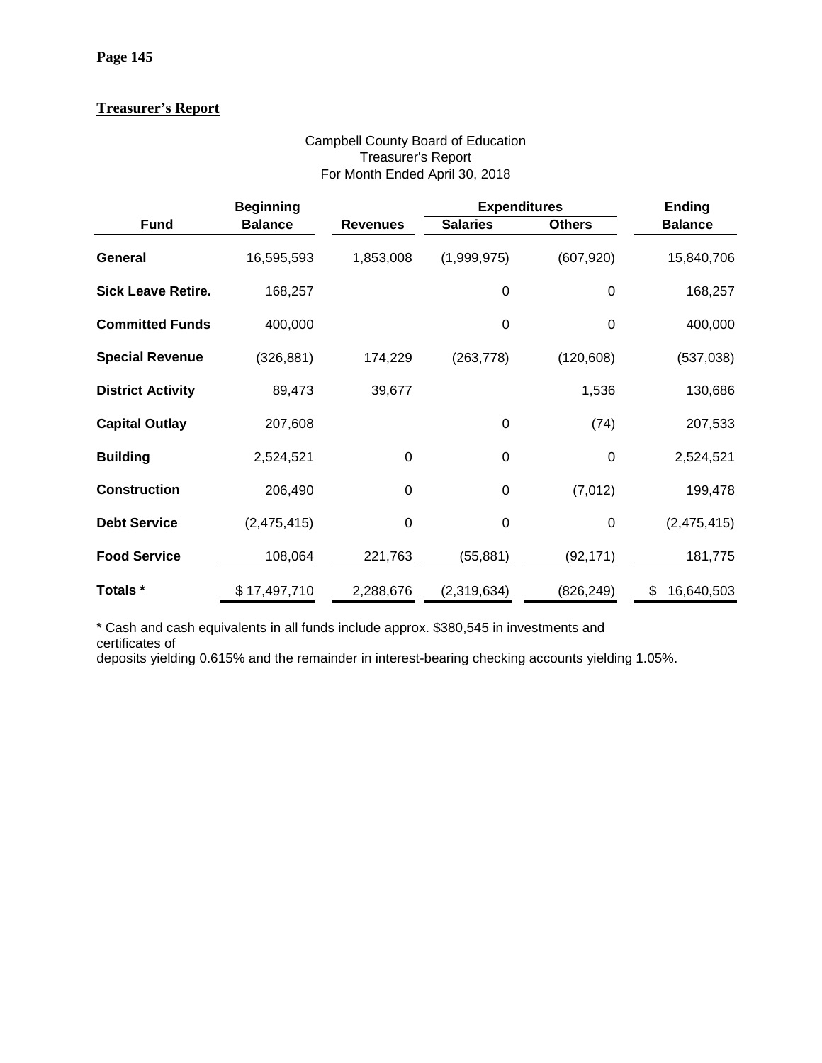## Treasurer's Report

Campbell County Board of Education
Treasurer's Report
For Month Ended April 30, 2018

| Fund | Beginning Balance | Revenues | Expenditures | | Ending Balance |
|---|---|---|---|---|---|
| | | | Salaries | Others | |
| **General** | 16,595,593 | 1,853,008 | (1,999,975) | (607,920) | 15,840,706 |
| **Sick Leave Retire.** | 168,257 | | 0 | 0 | 168,257 |
| **Committed Funds** | 400,000 | | 0 | 0 | 400,000 |
| **Special Revenue** | (326,881) | 174,229 | (263,778) | (120,608) | (537,038) |
| **District Activity** | 89,473 | 39,677 | | 1,536 | 130,686 |
| **Capital Outlay** | 207,608 | | 0 | (74) | 207,533 |
| **Building** | 2,524,521 | 0 | 0 | 0 | 2,524,521 |
| **Construction** | 206,490 | 0 | 0 | (7,012) | 199,478 |
| **Debt Service** | (2,475,415) | 0 | 0 | 0 | (2,475,415) |
| **Food Service** | 108,064 | 221,763 | (55,881) | (92,171) | 181,775 |
| **Totals *** | $ 17,497,710 | 2,288,676 | (2,319,634) | (826,249) | $ 16,640,503 |

* Cash and cash equivalents in all funds include approx. $380,545 in investments and certificates of deposits yielding 0.615% and the remainder in interest-bearing checking accounts yielding 1.05%.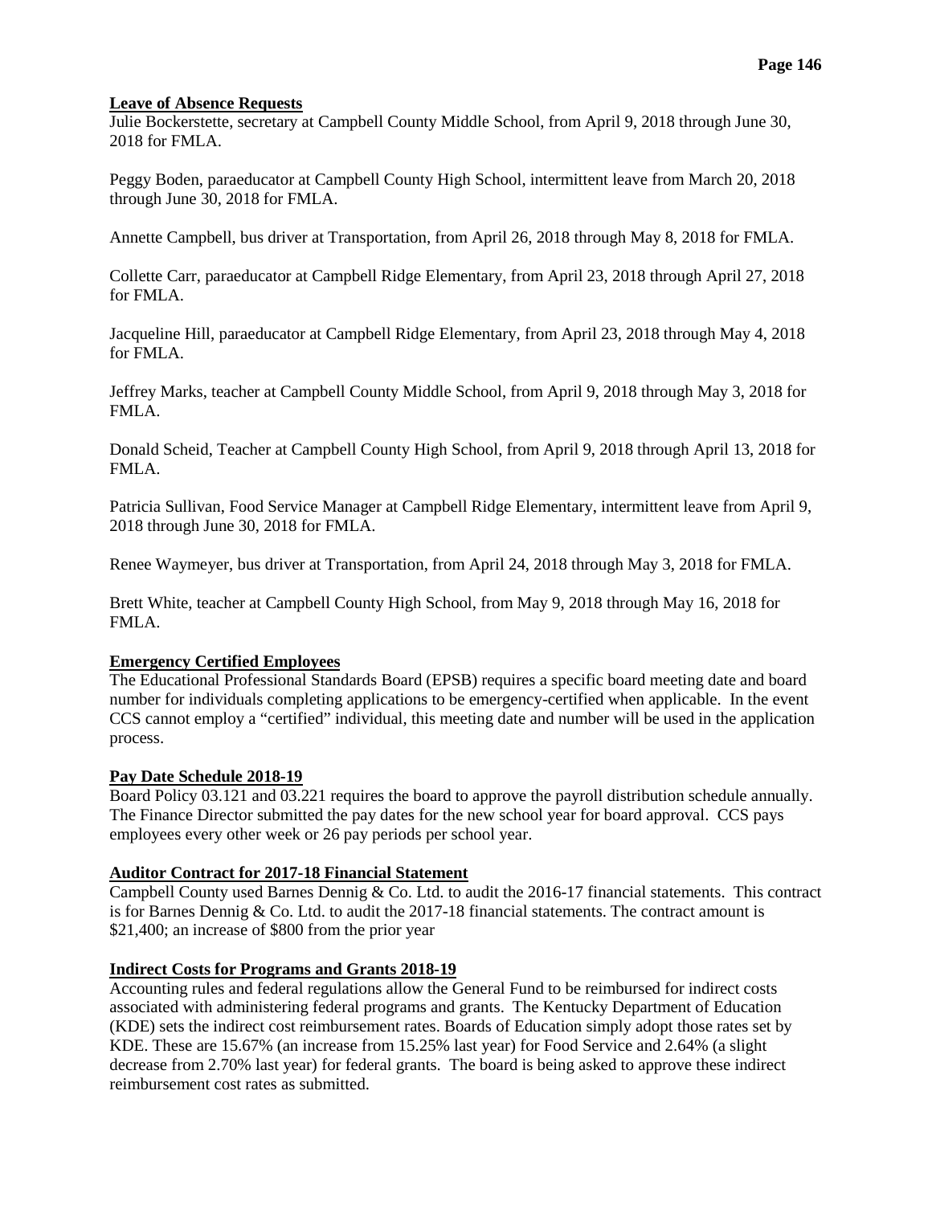**Leave of Absence Requests**

Julie Bockerstette, secretary at Campbell County Middle School, from April 9, 2018 through June 30, 2018 for FMLA.

Peggy Boden, paraeducator at Campbell County High School, intermittent leave from March 20, 2018 through June 30, 2018 for FMLA.

Annette Campbell, bus driver at Transportation, from April 26, 2018 through May 8, 2018 for FMLA.

Collette Carr, paraeducator at Campbell Ridge Elementary, from April 23, 2018 through April 27, 2018 for FMLA.

Jacqueline Hill, paraeducator at Campbell Ridge Elementary, from April 23, 2018 through May 4, 2018 for FMLA.

Jeffrey Marks, teacher at Campbell County Middle School, from April 9, 2018 through May 3, 2018 for FMLA.

Donald Scheid, Teacher at Campbell County High School, from April 9, 2018 through April 13, 2018 for FMLA.

Patricia Sullivan, Food Service Manager at Campbell Ridge Elementary, intermittent leave from April 9, 2018 through June 30, 2018 for FMLA.

Renee Waymeyer, bus driver at Transportation, from April 24, 2018 through May 3, 2018 for FMLA.

Brett White, teacher at Campbell County High School, from May 9, 2018 through May 16, 2018 for FMLA.

**Emergency Certified Employees**

The Educational Professional Standards Board (EPSB) requires a specific board meeting date and board number for individuals completing applications to be emergency-certified when applicable. In the event CCS cannot employ a "certified" individual, this meeting date and number will be used in the application process.

**Pay Date Schedule 2018-19**

Board Policy 03.121 and 03.221 requires the board to approve the payroll distribution schedule annually. The Finance Director submitted the pay dates for the new school year for board approval. CCS pays employees every other week or 26 pay periods per school year.

**Auditor Contract for 2017-18 Financial Statement**

Campbell County used Barnes Dennig & Co. Ltd. to audit the 2016-17 financial statements. This contract is for Barnes Dennig & Co. Ltd. to audit the 2017-18 financial statements. The contract amount is $21,400; an increase of $800 from the prior year

**Indirect Costs for Programs and Grants 2018-19**

Accounting rules and federal regulations allow the General Fund to be reimbursed for indirect costs associated with administering federal programs and grants. The Kentucky Department of Education (KDE) sets the indirect cost reimbursement rates. Boards of Education simply adopt those rates set by KDE. These are 15.67% (an increase from 15.25% last year) for Food Service and 2.64% (a slight decrease from 2.70% last year) for federal grants. The board is being asked to approve these indirect reimbursement cost rates as submitted.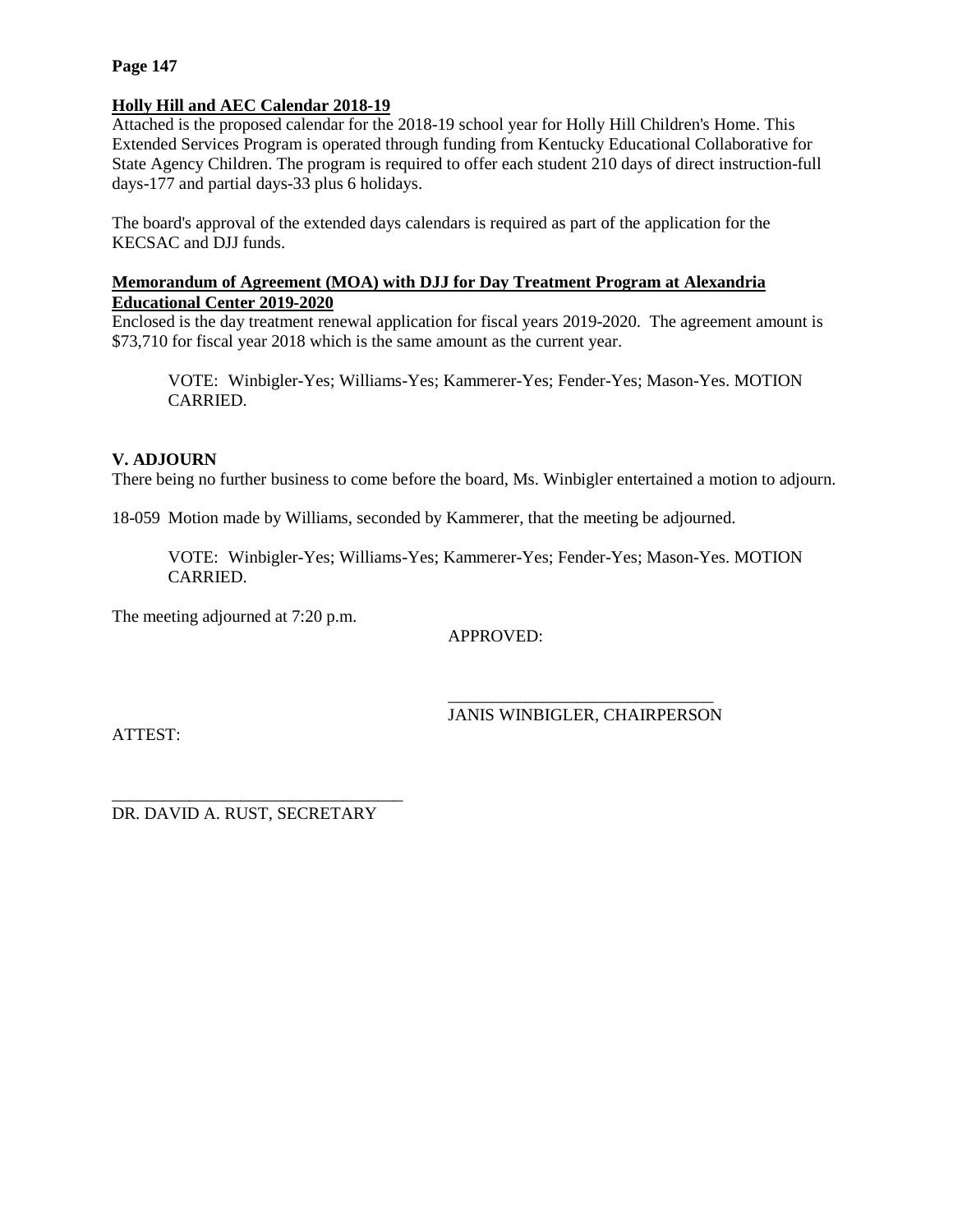**Holly Hill and AEC Calendar 2018-19**

Attached is the proposed calendar for the 2018-19 school year for Holly Hill Children's Home. This Extended Services Program is operated through funding from Kentucky Educational Collaborative for State Agency Children. The program is required to offer each student 210 days of direct instruction-full days-177 and partial days-33 plus 6 holidays.

The board's approval of the extended days calendars is required as part of the application for the KECSAC and DJJ funds.

**Memorandum of Agreement (MOA) with DJJ for Day Treatment Program at Alexandria Educational Center 2019-2020**

Enclosed is the day treatment renewal application for fiscal years 2019-2020. The agreement amount is $73,710 for fiscal year 2018 which is the same amount as the current year.

> VOTE: Winbigler-Yes; Williams-Yes; Kammerer-Yes; Fender-Yes; Mason-Yes. MOTION CARRIED.

## V. ADJOURN

There being no further business to come before the board, Ms. Winbigler entertained a motion to adjourn.

18-059 Motion made by Williams, seconded by Kammerer, that the meeting be adjourned.

> VOTE: Winbigler-Yes; Williams-Yes; Kammerer-Yes; Fender-Yes; Mason-Yes. MOTION CARRIED.

The meeting adjourned at 7:20 p.m.

APPROVED:

\_\_\_\_\_\_\_\_\_\_\_\_\_\_\_\_\_\_\_\_\_\_\_\_\_\_\_\_\_\_\_

JANIS WINBIGLER, CHAIRPERSON

ATTEST:

\_\_\_\_\_\_\_\_\_\_\_\_\_\_\_\_\_\_\_\_\_\_\_\_\_\_\_\_\_\_\_\_\_

DR. DAVID A. RUST, SECRETARY